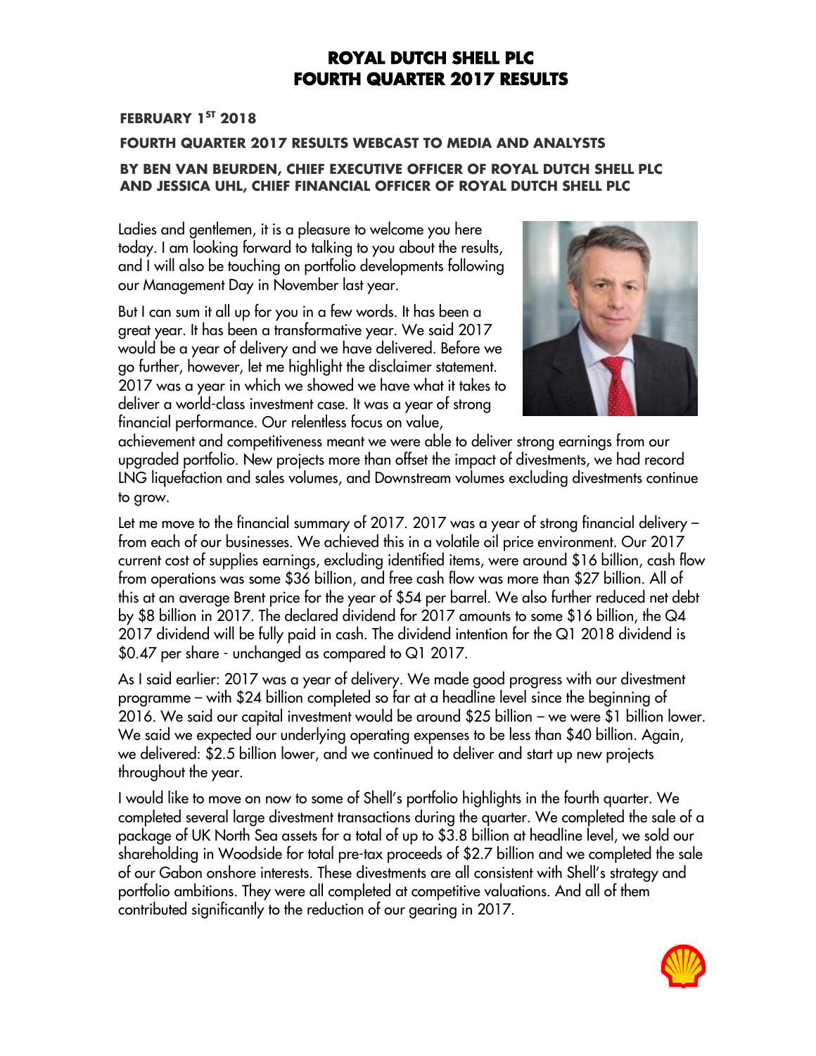# ROYAL DUTCH SHELL PLC
# FOURTH QUARTER 2017 RESULTS

**FEBRUARY 1ST 2018**

**FOURTH QUARTER 2017 RESULTS WEBCAST TO MEDIA AND ANALYSTS**

**BY BEN VAN BEURDEN, CHIEF EXECUTIVE OFFICER OF ROYAL DUTCH SHELL PLC AND JESSICA UHL, CHIEF FINANCIAL OFFICER OF ROYAL DUTCH SHELL PLC**

Ladies and gentlemen, it is a pleasure to welcome you here today. I am looking forward to talking to you about the results, and I will also be touching on portfolio developments following our Management Day in November last year.

But I can sum it all up for you in a few words. It has been a great year. It has been a transformative year. We said 2017 would be a year of delivery and we have delivered. Before we go further, however, let me highlight the disclaimer statement. 2017 was a year in which we showed we have what it takes to deliver a world-class investment case. It was a year of strong financial performance. Our relentless focus on value, achievement and competitiveness meant we were able to deliver strong earnings from our upgraded portfolio. New projects more than offset the impact of divestments, we had record LNG liquefaction and sales volumes, and Downstream volumes excluding divestments continue to grow.

Let me move to the financial summary of 2017. 2017 was a year of strong financial delivery – from each of our businesses. We achieved this in a volatile oil price environment. Our 2017 current cost of supplies earnings, excluding identified items, were around $16 billion, cash flow from operations was some $36 billion, and free cash flow was more than $27 billion. All of this at an average Brent price for the year of $54 per barrel. We also further reduced net debt by $8 billion in 2017. The declared dividend for 2017 amounts to some $16 billion, the Q4 2017 dividend will be fully paid in cash. The dividend intention for the Q1 2018 dividend is $0.47 per share - unchanged as compared to Q1 2017.

As I said earlier: 2017 was a year of delivery. We made good progress with our divestment programme – with $24 billion completed so far at a headline level since the beginning of 2016. We said our capital investment would be around $25 billion – we were $1 billion lower. We said we expected our underlying operating expenses to be less than $40 billion. Again, we delivered: $2.5 billion lower, and we continued to deliver and start up new projects throughout the year.

I would like to move on now to some of Shell's portfolio highlights in the fourth quarter. We completed several large divestment transactions during the quarter. We completed the sale of a package of UK North Sea assets for a total of up to $3.8 billion at headline level, we sold our shareholding in Woodside for total pre-tax proceeds of $2.7 billion and we completed the sale of our Gabon onshore interests. These divestments are all consistent with Shell's strategy and portfolio ambitions. They were all completed at competitive valuations. And all of them contributed significantly to the reduction of our gearing in 2017.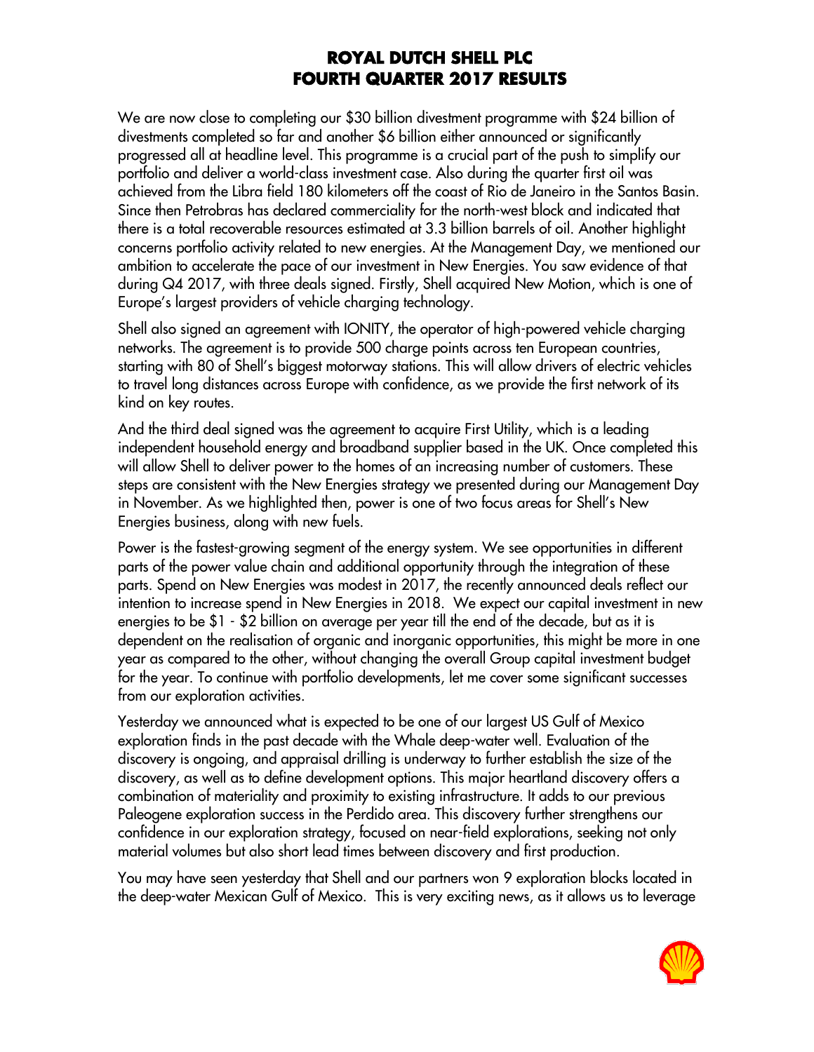We are now close to completing our $30 billion divestment programme with $24 billion of divestments completed so far and another $6 billion either announced or significantly progressed all at headline level. This programme is a crucial part of the push to simplify our portfolio and deliver a world-class investment case. Also during the quarter first oil was achieved from the Libra field 180 kilometers off the coast of Rio de Janeiro in the Santos Basin. Since then Petrobras has declared commerciality for the north-west block and indicated that there is a total recoverable resources estimated at 3.3 billion barrels of oil. Another highlight concerns portfolio activity related to new energies. At the Management Day, we mentioned our ambition to accelerate the pace of our investment in New Energies. You saw evidence of that during Q4 2017, with three deals signed. Firstly, Shell acquired New Motion, which is one of Europe's largest providers of vehicle charging technology.

Shell also signed an agreement with IONITY, the operator of high-powered vehicle charging networks. The agreement is to provide 500 charge points across ten European countries, starting with 80 of Shell's biggest motorway stations. This will allow drivers of electric vehicles to travel long distances across Europe with confidence, as we provide the first network of its kind on key routes.

And the third deal signed was the agreement to acquire First Utility, which is a leading independent household energy and broadband supplier based in the UK. Once completed this will allow Shell to deliver power to the homes of an increasing number of customers. These steps are consistent with the New Energies strategy we presented during our Management Day in November. As we highlighted then, power is one of two focus areas for Shell's New Energies business, along with new fuels.

Power is the fastest-growing segment of the energy system. We see opportunities in different parts of the power value chain and additional opportunity through the integration of these parts. Spend on New Energies was modest in 2017, the recently announced deals reflect our intention to increase spend in New Energies in 2018. We expect our capital investment in new energies to be $1 - $2 billion on average per year till the end of the decade, but as it is dependent on the realisation of organic and inorganic opportunities, this might be more in one year as compared to the other, without changing the overall Group capital investment budget for the year. To continue with portfolio developments, let me cover some significant successes from our exploration activities.

Yesterday we announced what is expected to be one of our largest US Gulf of Mexico exploration finds in the past decade with the Whale deep-water well. Evaluation of the discovery is ongoing, and appraisal drilling is underway to further establish the size of the discovery, as well as to define development options. This major heartland discovery offers a combination of materiality and proximity to existing infrastructure. It adds to our previous Paleogene exploration success in the Perdido area. This discovery further strengthens our confidence in our exploration strategy, focused on near-field explorations, seeking not only material volumes but also short lead times between discovery and first production.

You may have seen yesterday that Shell and our partners won 9 exploration blocks located in the deep-water Mexican Gulf of Mexico. This is very exciting news, as it allows us to leverage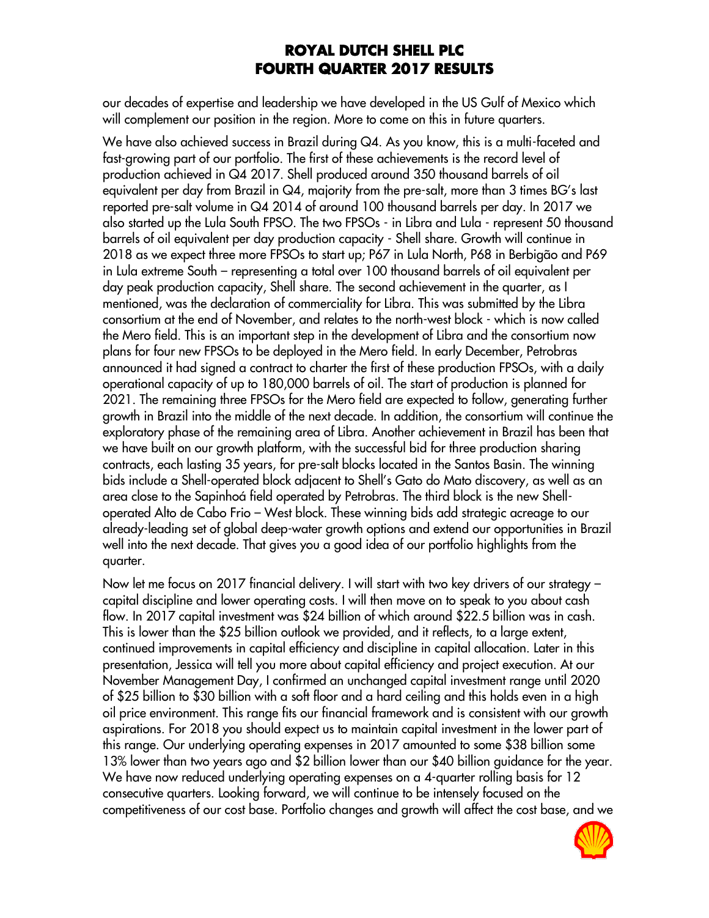our decades of expertise and leadership we have developed in the US Gulf of Mexico which will complement our position in the region. More to come on this in future quarters.

We have also achieved success in Brazil during Q4. As you know, this is a multi-faceted and fast-growing part of our portfolio. The first of these achievements is the record level of production achieved in Q4 2017. Shell produced around 350 thousand barrels of oil equivalent per day from Brazil in Q4, majority from the pre-salt, more than 3 times BG's last reported pre-salt volume in Q4 2014 of around 100 thousand barrels per day. In 2017 we also started up the Lula South FPSO. The two FPSOs - in Libra and Lula - represent 50 thousand barrels of oil equivalent per day production capacity - Shell share. Growth will continue in 2018 as we expect three more FPSOs to start up; P67 in Lula North, P68 in Berbigão and P69 in Lula extreme South – representing a total over 100 thousand barrels of oil equivalent per day peak production capacity, Shell share. The second achievement in the quarter, as I mentioned, was the declaration of commerciality for Libra. This was submitted by the Libra consortium at the end of November, and relates to the north-west block - which is now called the Mero field. This is an important step in the development of Libra and the consortium now plans for four new FPSOs to be deployed in the Mero field. In early December, Petrobras announced it had signed a contract to charter the first of these production FPSOs, with a daily operational capacity of up to 180,000 barrels of oil. The start of production is planned for 2021. The remaining three FPSOs for the Mero field are expected to follow, generating further growth in Brazil into the middle of the next decade. In addition, the consortium will continue the exploratory phase of the remaining area of Libra. Another achievement in Brazil has been that we have built on our growth platform, with the successful bid for three production sharing contracts, each lasting 35 years, for pre-salt blocks located in the Santos Basin. The winning bids include a Shell-operated block adjacent to Shell's Gato do Mato discovery, as well as an area close to the Sapinhoá field operated by Petrobras. The third block is the new Shell-operated Alto de Cabo Frio – West block. These winning bids add strategic acreage to our already-leading set of global deep-water growth options and extend our opportunities in Brazil well into the next decade. That gives you a good idea of our portfolio highlights from the quarter.

Now let me focus on 2017 financial delivery. I will start with two key drivers of our strategy – capital discipline and lower operating costs. I will then move on to speak to you about cash flow. In 2017 capital investment was $24 billion of which around $22.5 billion was in cash. This is lower than the $25 billion outlook we provided, and it reflects, to a large extent, continued improvements in capital efficiency and discipline in capital allocation. Later in this presentation, Jessica will tell you more about capital efficiency and project execution. At our November Management Day, I confirmed an unchanged capital investment range until 2020 of $25 billion to $30 billion with a soft floor and a hard ceiling and this holds even in a high oil price environment. This range fits our financial framework and is consistent with our growth aspirations. For 2018 you should expect us to maintain capital investment in the lower part of this range. Our underlying operating expenses in 2017 amounted to some $38 billion some 13% lower than two years ago and $2 billion lower than our $40 billion guidance for the year. We have now reduced underlying operating expenses on a 4-quarter rolling basis for 12 consecutive quarters. Looking forward, we will continue to be intensely focused on the competitiveness of our cost base. Portfolio changes and growth will affect the cost base, and we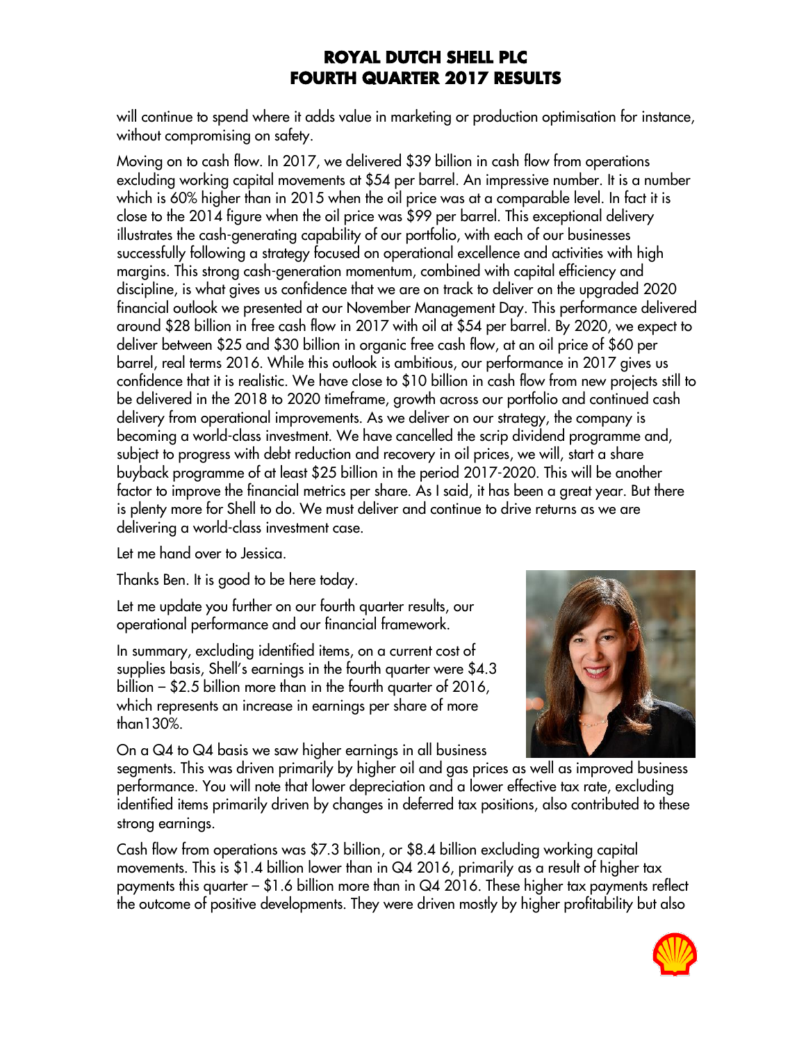will continue to spend where it adds value in marketing or production optimisation for instance, without compromising on safety.

Moving on to cash flow. In 2017, we delivered $39 billion in cash flow from operations excluding working capital movements at $54 per barrel. An impressive number. It is a number which is 60% higher than in 2015 when the oil price was at a comparable level. In fact it is close to the 2014 figure when the oil price was $99 per barrel. This exceptional delivery illustrates the cash-generating capability of our portfolio, with each of our businesses successfully following a strategy focused on operational excellence and activities with high margins. This strong cash-generation momentum, combined with capital efficiency and discipline, is what gives us confidence that we are on track to deliver on the upgraded 2020 financial outlook we presented at our November Management Day. This performance delivered around $28 billion in free cash flow in 2017 with oil at $54 per barrel. By 2020, we expect to deliver between $25 and $30 billion in organic free cash flow, at an oil price of $60 per barrel, real terms 2016. While this outlook is ambitious, our performance in 2017 gives us confidence that it is realistic. We have close to $10 billion in cash flow from new projects still to be delivered in the 2018 to 2020 timeframe, growth across our portfolio and continued cash delivery from operational improvements. As we deliver on our strategy, the company is becoming a world-class investment. We have cancelled the scrip dividend programme and, subject to progress with debt reduction and recovery in oil prices, we will, start a share buyback programme of at least $25 billion in the period 2017-2020. This will be another factor to improve the financial metrics per share. As I said, it has been a great year. But there is plenty more for Shell to do. We must deliver and continue to drive returns as we are delivering a world-class investment case.

Let me hand over to Jessica.

Thanks Ben. It is good to be here today.

Let me update you further on our fourth quarter results, our operational performance and our financial framework.

In summary, excluding identified items, on a current cost of supplies basis, Shell's earnings in the fourth quarter were $4.3 billion – $2.5 billion more than in the fourth quarter of 2016, which represents an increase in earnings per share of more than130%.

On a Q4 to Q4 basis we saw higher earnings in all business segments. This was driven primarily by higher oil and gas prices as well as improved business performance. You will note that lower depreciation and a lower effective tax rate, excluding identified items primarily driven by changes in deferred tax positions, also contributed to these strong earnings.

Cash flow from operations was $7.3 billion, or $8.4 billion excluding working capital movements. This is $1.4 billion lower than in Q4 2016, primarily as a result of higher tax payments this quarter – $1.6 billion more than in Q4 2016. These higher tax payments reflect the outcome of positive developments. They were driven mostly by higher profitability but also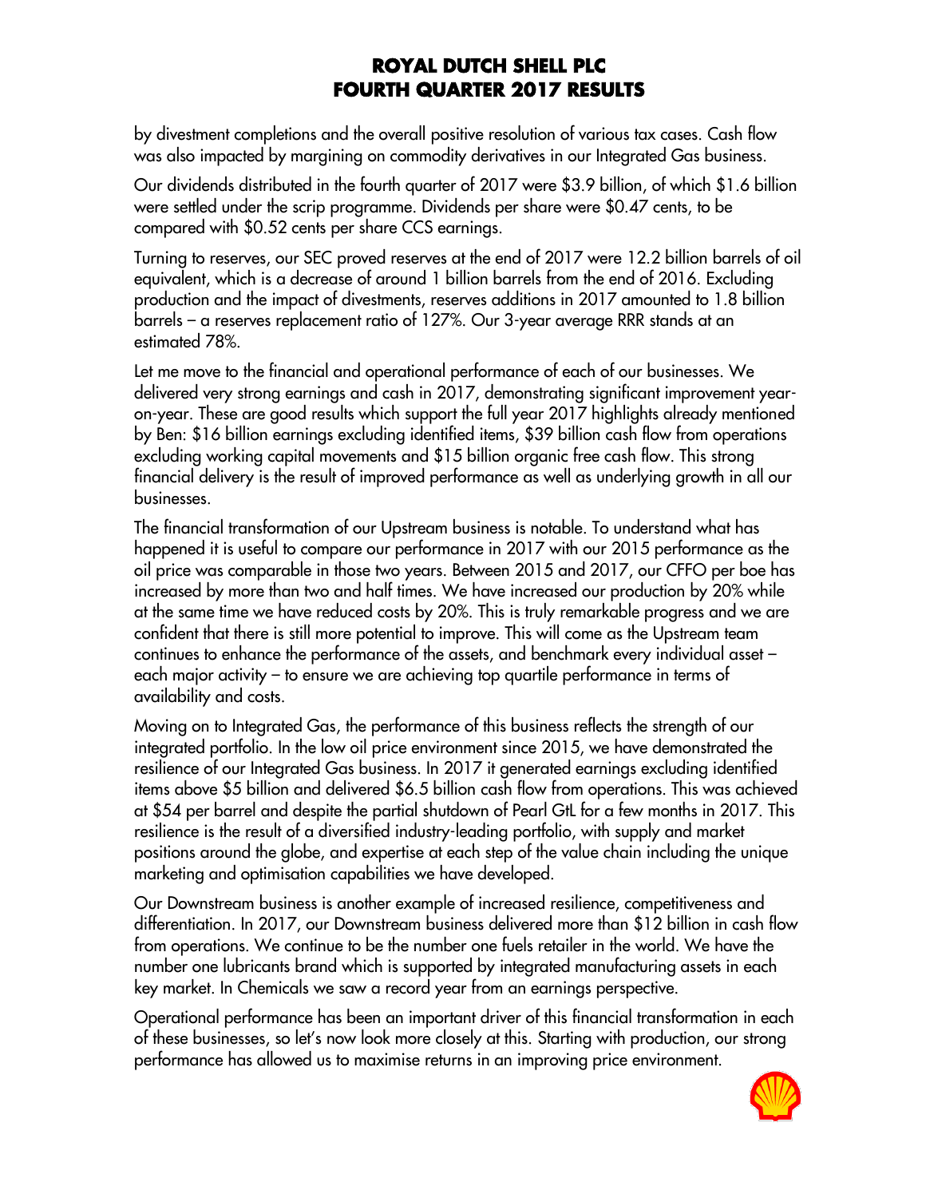by divestment completions and the overall positive resolution of various tax cases. Cash flow was also impacted by margining on commodity derivatives in our Integrated Gas business.

Our dividends distributed in the fourth quarter of 2017 were $3.9 billion, of which $1.6 billion were settled under the scrip programme. Dividends per share were $0.47 cents, to be compared with $0.52 cents per share CCS earnings.

Turning to reserves, our SEC proved reserves at the end of 2017 were 12.2 billion barrels of oil equivalent, which is a decrease of around 1 billion barrels from the end of 2016. Excluding production and the impact of divestments, reserves additions in 2017 amounted to 1.8 billion barrels – a reserves replacement ratio of 127%. Our 3-year average RRR stands at an estimated 78%.

Let me move to the financial and operational performance of each of our businesses. We delivered very strong earnings and cash in 2017, demonstrating significant improvement year-on-year. These are good results which support the full year 2017 highlights already mentioned by Ben: $16 billion earnings excluding identified items, $39 billion cash flow from operations excluding working capital movements and $15 billion organic free cash flow. This strong financial delivery is the result of improved performance as well as underlying growth in all our businesses.

The financial transformation of our Upstream business is notable. To understand what has happened it is useful to compare our performance in 2017 with our 2015 performance as the oil price was comparable in those two years. Between 2015 and 2017, our CFFO per boe has increased by more than two and half times. We have increased our production by 20% while at the same time we have reduced costs by 20%. This is truly remarkable progress and we are confident that there is still more potential to improve. This will come as the Upstream team continues to enhance the performance of the assets, and benchmark every individual asset – each major activity – to ensure we are achieving top quartile performance in terms of availability and costs.

Moving on to Integrated Gas, the performance of this business reflects the strength of our integrated portfolio. In the low oil price environment since 2015, we have demonstrated the resilience of our Integrated Gas business. In 2017 it generated earnings excluding identified items above $5 billion and delivered $6.5 billion cash flow from operations. This was achieved at $54 per barrel and despite the partial shutdown of Pearl GtL for a few months in 2017. This resilience is the result of a diversified industry-leading portfolio, with supply and market positions around the globe, and expertise at each step of the value chain including the unique marketing and optimisation capabilities we have developed.

Our Downstream business is another example of increased resilience, competitiveness and differentiation. In 2017, our Downstream business delivered more than $12 billion in cash flow from operations. We continue to be the number one fuels retailer in the world. We have the number one lubricants brand which is supported by integrated manufacturing assets in each key market. In Chemicals we saw a record year from an earnings perspective.

Operational performance has been an important driver of this financial transformation in each of these businesses, so let's now look more closely at this. Starting with production, our strong performance has allowed us to maximise returns in an improving price environment.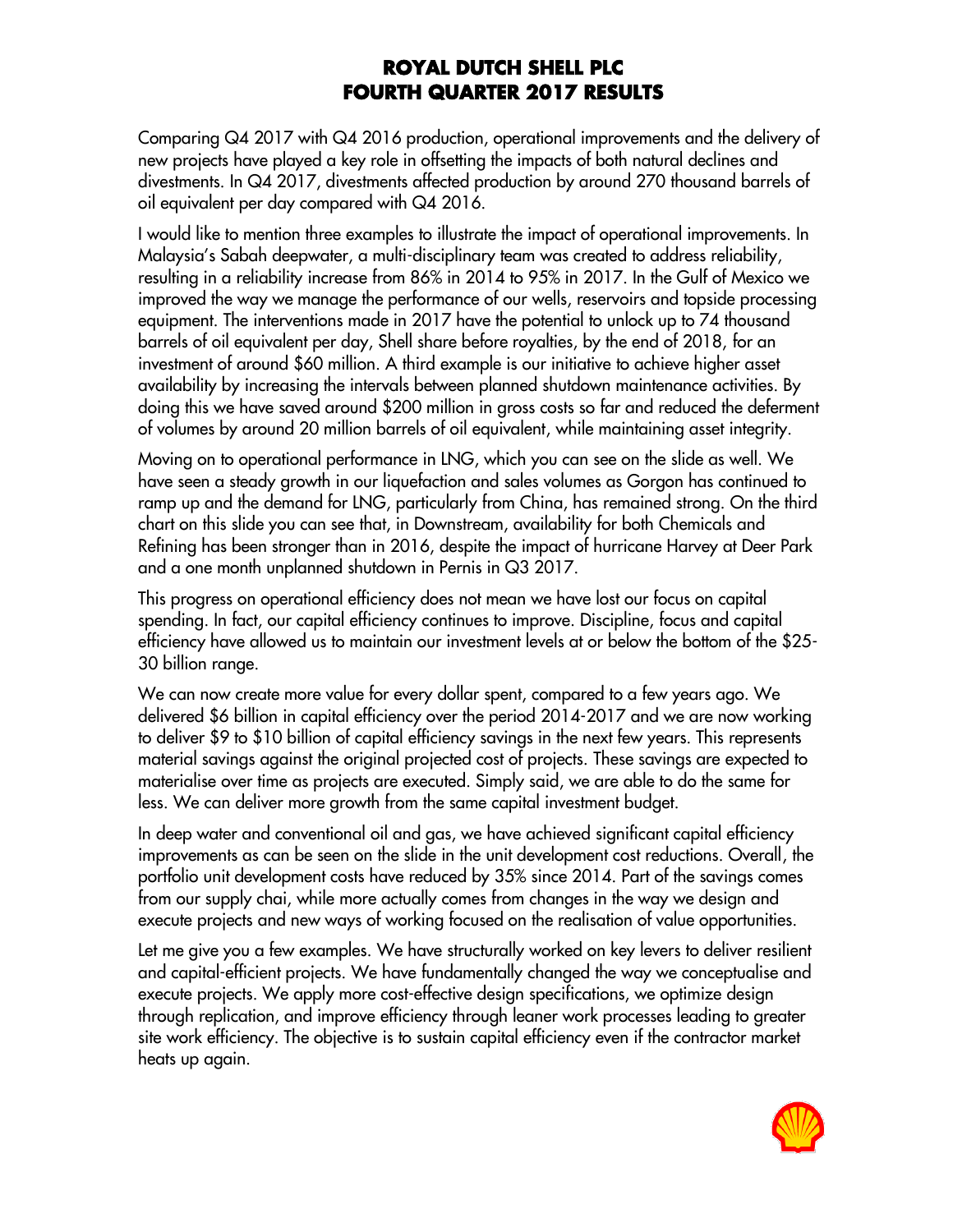# ROYAL DUTCH SHELL PLC
# FOURTH QUARTER 2017 RESULTS

Comparing Q4 2017 with Q4 2016 production, operational improvements and the delivery of new projects have played a key role in offsetting the impacts of both natural declines and divestments. In Q4 2017, divestments affected production by around 270 thousand barrels of oil equivalent per day compared with Q4 2016.

I would like to mention three examples to illustrate the impact of operational improvements. In Malaysia's Sabah deepwater, a multi-disciplinary team was created to address reliability, resulting in a reliability increase from 86% in 2014 to 95% in 2017. In the Gulf of Mexico we improved the way we manage the performance of our wells, reservoirs and topside processing equipment. The interventions made in 2017 have the potential to unlock up to 74 thousand barrels of oil equivalent per day, Shell share before royalties, by the end of 2018, for an investment of around $60 million. A third example is our initiative to achieve higher asset availability by increasing the intervals between planned shutdown maintenance activities. By doing this we have saved around $200 million in gross costs so far and reduced the deferment of volumes by around 20 million barrels of oil equivalent, while maintaining asset integrity.

Moving on to operational performance in LNG, which you can see on the slide as well. We have seen a steady growth in our liquefaction and sales volumes as Gorgon has continued to ramp up and the demand for LNG, particularly from China, has remained strong. On the third chart on this slide you can see that, in Downstream, availability for both Chemicals and Refining has been stronger than in 2016, despite the impact of hurricane Harvey at Deer Park and a one month unplanned shutdown in Pernis in Q3 2017.

This progress on operational efficiency does not mean we have lost our focus on capital spending. In fact, our capital efficiency continues to improve. Discipline, focus and capital efficiency have allowed us to maintain our investment levels at or below the bottom of the $25-30 billion range.

We can now create more value for every dollar spent, compared to a few years ago. We delivered $6 billion in capital efficiency over the period 2014-2017 and we are now working to deliver $9 to $10 billion of capital efficiency savings in the next few years. This represents material savings against the original projected cost of projects. These savings are expected to materialise over time as projects are executed. Simply said, we are able to do the same for less. We can deliver more growth from the same capital investment budget.

In deep water and conventional oil and gas, we have achieved significant capital efficiency improvements as can be seen on the slide in the unit development cost reductions. Overall, the portfolio unit development costs have reduced by 35% since 2014. Part of the savings comes from our supply chai, while more actually comes from changes in the way we design and execute projects and new ways of working focused on the realisation of value opportunities.

Let me give you a few examples. We have structurally worked on key levers to deliver resilient and capital-efficient projects. We have fundamentally changed the way we conceptualise and execute projects. We apply more cost-effective design specifications, we optimize design through replication, and improve efficiency through leaner work processes leading to greater site work efficiency. The objective is to sustain capital efficiency even if the contractor market heats up again.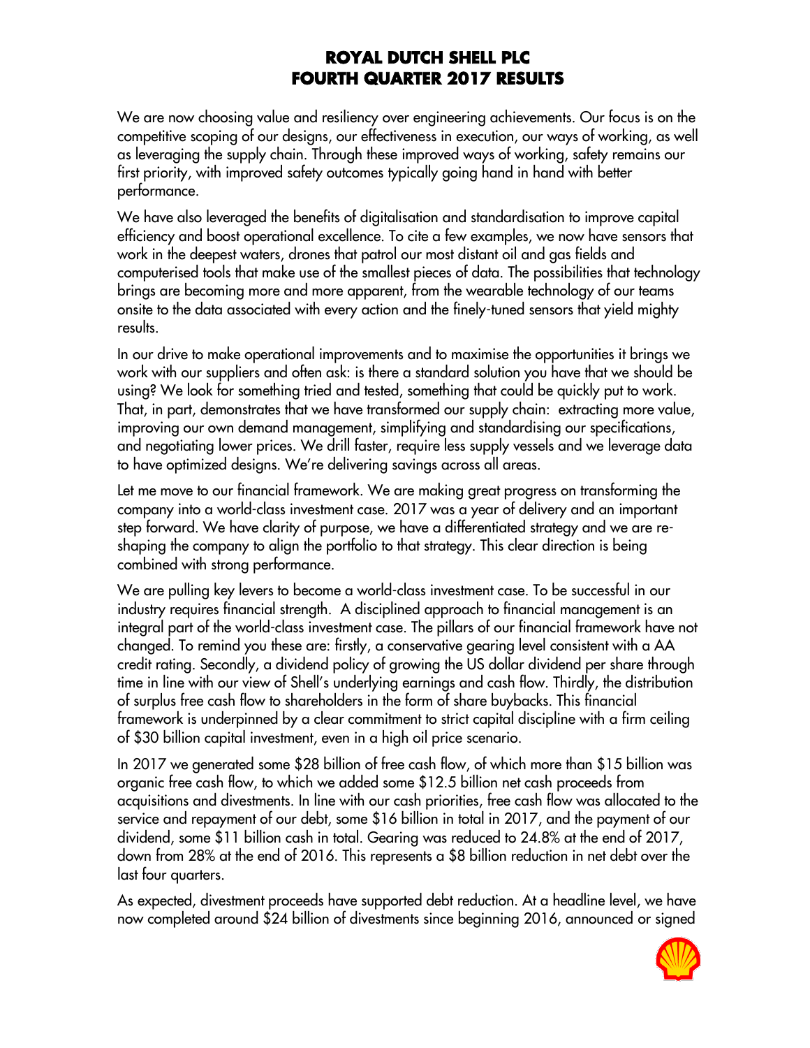We are now choosing value and resiliency over engineering achievements. Our focus is on the competitive scoping of our designs, our effectiveness in execution, our ways of working, as well as leveraging the supply chain. Through these improved ways of working, safety remains our first priority, with improved safety outcomes typically going hand in hand with better performance.

We have also leveraged the benefits of digitalisation and standardisation to improve capital efficiency and boost operational excellence. To cite a few examples, we now have sensors that work in the deepest waters, drones that patrol our most distant oil and gas fields and computerised tools that make use of the smallest pieces of data. The possibilities that technology brings are becoming more and more apparent, from the wearable technology of our teams onsite to the data associated with every action and the finely-tuned sensors that yield mighty results.

In our drive to make operational improvements and to maximise the opportunities it brings we work with our suppliers and often ask: is there a standard solution you have that we should be using? We look for something tried and tested, something that could be quickly put to work. That, in part, demonstrates that we have transformed our supply chain: extracting more value, improving our own demand management, simplifying and standardising our specifications, and negotiating lower prices. We drill faster, require less supply vessels and we leverage data to have optimized designs. We're delivering savings across all areas.

Let me move to our financial framework. We are making great progress on transforming the company into a world-class investment case. 2017 was a year of delivery and an important step forward. We have clarity of purpose, we have a differentiated strategy and we are re-shaping the company to align the portfolio to that strategy. This clear direction is being combined with strong performance.

We are pulling key levers to become a world-class investment case. To be successful in our industry requires financial strength. A disciplined approach to financial management is an integral part of the world-class investment case. The pillars of our financial framework have not changed. To remind you these are: firstly, a conservative gearing level consistent with a AA credit rating. Secondly, a dividend policy of growing the US dollar dividend per share through time in line with our view of Shell's underlying earnings and cash flow. Thirdly, the distribution of surplus free cash flow to shareholders in the form of share buybacks. This financial framework is underpinned by a clear commitment to strict capital discipline with a firm ceiling of $30 billion capital investment, even in a high oil price scenario.

In 2017 we generated some $28 billion of free cash flow, of which more than $15 billion was organic free cash flow, to which we added some $12.5 billion net cash proceeds from acquisitions and divestments. In line with our cash priorities, free cash flow was allocated to the service and repayment of our debt, some $16 billion in total in 2017, and the payment of our dividend, some $11 billion cash in total. Gearing was reduced to 24.8% at the end of 2017, down from 28% at the end of 2016. This represents a $8 billion reduction in net debt over the last four quarters.

As expected, divestment proceeds have supported debt reduction. At a headline level, we have now completed around $24 billion of divestments since beginning 2016, announced or signed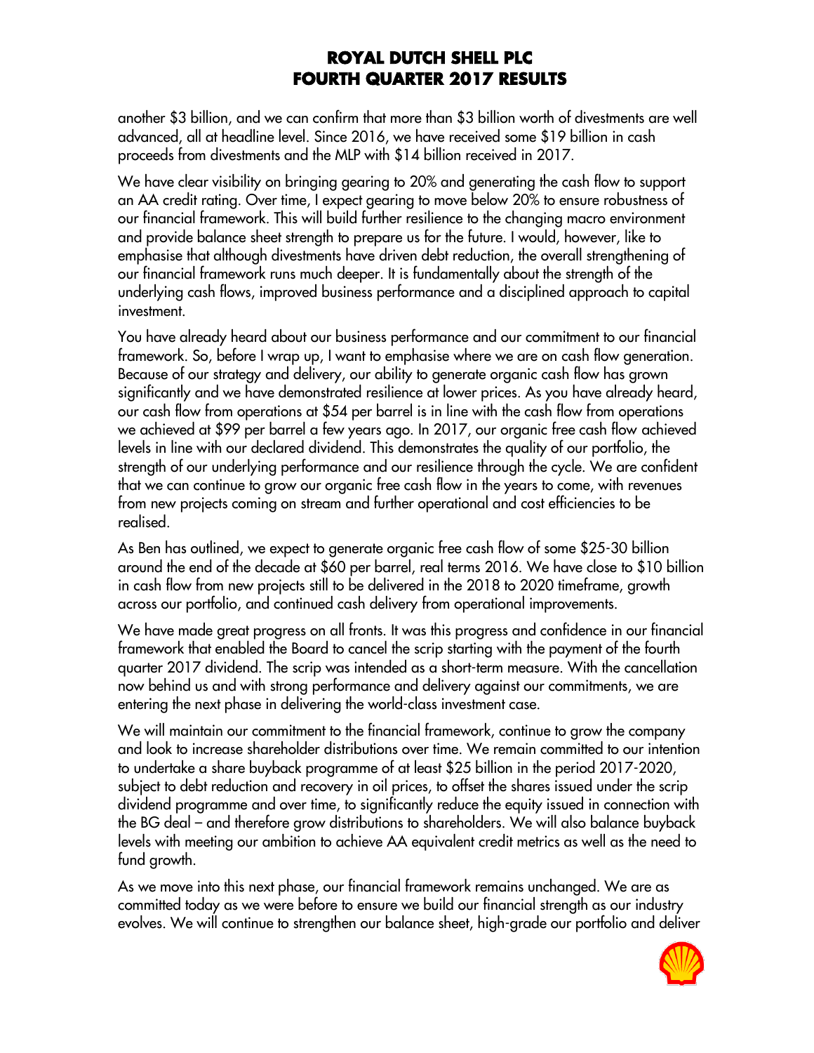another $3 billion, and we can confirm that more than $3 billion worth of divestments are well advanced, all at headline level. Since 2016, we have received some $19 billion in cash proceeds from divestments and the MLP with $14 billion received in 2017.

We have clear visibility on bringing gearing to 20% and generating the cash flow to support an AA credit rating. Over time, I expect gearing to move below 20% to ensure robustness of our financial framework. This will build further resilience to the changing macro environment and provide balance sheet strength to prepare us for the future. I would, however, like to emphasise that although divestments have driven debt reduction, the overall strengthening of our financial framework runs much deeper. It is fundamentally about the strength of the underlying cash flows, improved business performance and a disciplined approach to capital investment.

You have already heard about our business performance and our commitment to our financial framework. So, before I wrap up, I want to emphasise where we are on cash flow generation. Because of our strategy and delivery, our ability to generate organic cash flow has grown significantly and we have demonstrated resilience at lower prices. As you have already heard, our cash flow from operations at $54 per barrel is in line with the cash flow from operations we achieved at $99 per barrel a few years ago. In 2017, our organic free cash flow achieved levels in line with our declared dividend. This demonstrates the quality of our portfolio, the strength of our underlying performance and our resilience through the cycle. We are confident that we can continue to grow our organic free cash flow in the years to come, with revenues from new projects coming on stream and further operational and cost efficiencies to be realised.

As Ben has outlined, we expect to generate organic free cash flow of some $25-30 billion around the end of the decade at $60 per barrel, real terms 2016. We have close to $10 billion in cash flow from new projects still to be delivered in the 2018 to 2020 timeframe, growth across our portfolio, and continued cash delivery from operational improvements.

We have made great progress on all fronts. It was this progress and confidence in our financial framework that enabled the Board to cancel the scrip starting with the payment of the fourth quarter 2017 dividend. The scrip was intended as a short-term measure. With the cancellation now behind us and with strong performance and delivery against our commitments, we are entering the next phase in delivering the world-class investment case.

We will maintain our commitment to the financial framework, continue to grow the company and look to increase shareholder distributions over time. We remain committed to our intention to undertake a share buyback programme of at least $25 billion in the period 2017-2020, subject to debt reduction and recovery in oil prices, to offset the shares issued under the scrip dividend programme and over time, to significantly reduce the equity issued in connection with the BG deal – and therefore grow distributions to shareholders. We will also balance buyback levels with meeting our ambition to achieve AA equivalent credit metrics as well as the need to fund growth.

As we move into this next phase, our financial framework remains unchanged. We are as committed today as we were before to ensure we build our financial strength as our industry evolves. We will continue to strengthen our balance sheet, high-grade our portfolio and deliver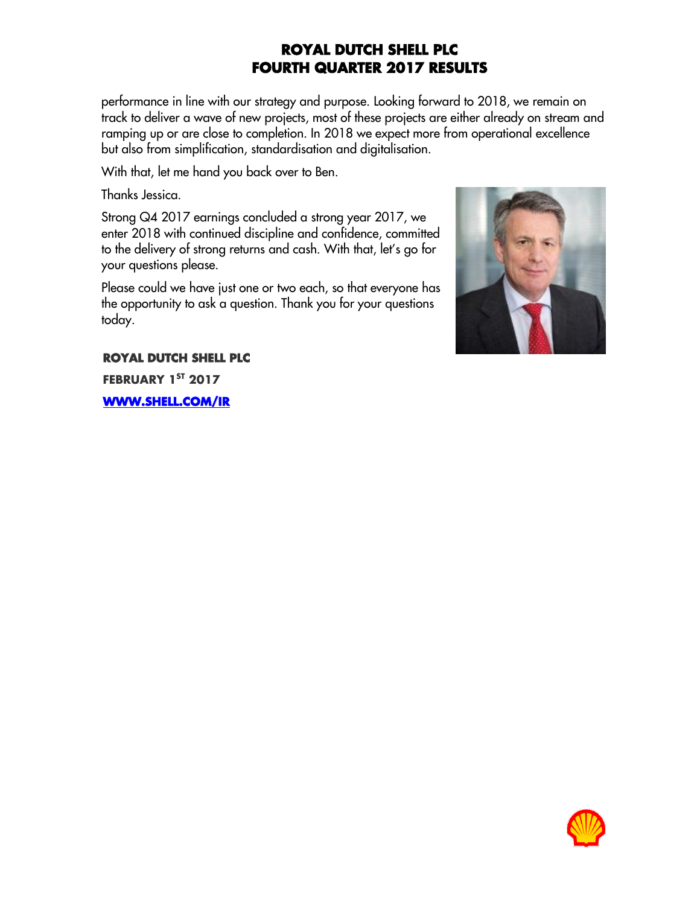performance in line with our strategy and purpose. Looking forward to 2018, we remain on track to deliver a wave of new projects, most of these projects are either already on stream and ramping up or are close to completion. In 2018 we expect more from operational excellence but also from simplification, standardisation and digitalisation.

With that, let me hand you back over to Ben.

Thanks Jessica.

Strong Q4 2017 earnings concluded a strong year 2017, we enter 2018 with continued discipline and confidence, committed to the delivery of strong returns and cash. With that, let's go for your questions please.

Please could we have just one or two each, so that everyone has the opportunity to ask a question. Thank you for your questions today.

**ROYAL DUTCH SHELL PLC**

**FEBRUARY 1ST 2017**

**[WWW.SHELL.COM/IR](http://www.shell.com/ir)**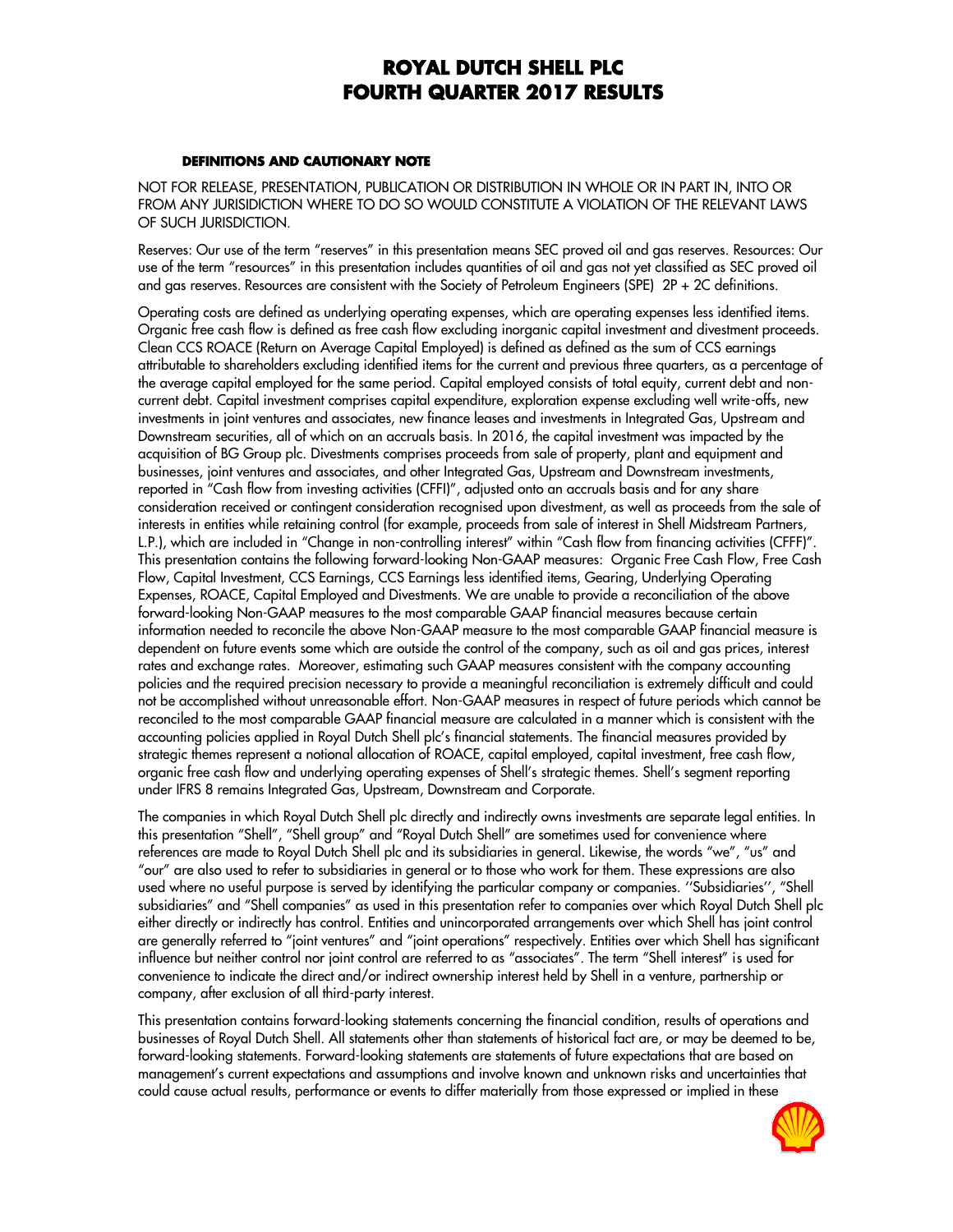# ROYAL DUTCH SHELL PLC
# FOURTH QUARTER 2017 RESULTS

### DEFINITIONS AND CAUTIONARY NOTE

NOT FOR RELEASE, PRESENTATION, PUBLICATION OR DISTRIBUTION IN WHOLE OR IN PART IN, INTO OR FROM ANY JURISIDICTION WHERE TO DO SO WOULD CONSTITUTE A VIOLATION OF THE RELEVANT LAWS OF SUCH JURISDICTION.

Reserves: Our use of the term "reserves" in this presentation means SEC proved oil and gas reserves. Resources: Our use of the term "resources" in this presentation includes quantities of oil and gas not yet classified as SEC proved oil and gas reserves. Resources are consistent with the Society of Petroleum Engineers (SPE) 2P + 2C definitions.

Operating costs are defined as underlying operating expenses, which are operating expenses less identified items. Organic free cash flow is defined as free cash flow excluding inorganic capital investment and divestment proceeds. Clean CCS ROACE (Return on Average Capital Employed) is defined as defined as the sum of CCS earnings attributable to shareholders excluding identified items for the current and previous three quarters, as a percentage of the average capital employed for the same period. Capital employed consists of total equity, current debt and non-current debt. Capital investment comprises capital expenditure, exploration expense excluding well write-offs, new investments in joint ventures and associates, new finance leases and investments in Integrated Gas, Upstream and Downstream securities, all of which on an accruals basis. In 2016, the capital investment was impacted by the acquisition of BG Group plc. Divestments comprises proceeds from sale of property, plant and equipment and businesses, joint ventures and associates, and other Integrated Gas, Upstream and Downstream investments, reported in "Cash flow from investing activities (CFFI)", adjusted onto an accruals basis and for any share consideration received or contingent consideration recognised upon divestment, as well as proceeds from the sale of interests in entities while retaining control (for example, proceeds from sale of interest in Shell Midstream Partners, L.P.), which are included in "Change in non-controlling interest" within "Cash flow from financing activities (CFFF)". This presentation contains the following forward-looking Non-GAAP measures: Organic Free Cash Flow, Free Cash Flow, Capital Investment, CCS Earnings, CCS Earnings less identified items, Gearing, Underlying Operating Expenses, ROACE, Capital Employed and Divestments. We are unable to provide a reconciliation of the above forward-looking Non-GAAP measures to the most comparable GAAP financial measures because certain information needed to reconcile the above Non-GAAP measure to the most comparable GAAP financial measure is dependent on future events some which are outside the control of the company, such as oil and gas prices, interest rates and exchange rates. Moreover, estimating such GAAP measures consistent with the company accounting policies and the required precision necessary to provide a meaningful reconciliation is extremely difficult and could not be accomplished without unreasonable effort. Non-GAAP measures in respect of future periods which cannot be reconciled to the most comparable GAAP financial measure are calculated in a manner which is consistent with the accounting policies applied in Royal Dutch Shell plc's financial statements. The financial measures provided by strategic themes represent a notional allocation of ROACE, capital employed, capital investment, free cash flow, organic free cash flow and underlying operating expenses of Shell's strategic themes. Shell's segment reporting under IFRS 8 remains Integrated Gas, Upstream, Downstream and Corporate.

The companies in which Royal Dutch Shell plc directly and indirectly owns investments are separate legal entities. In this presentation "Shell", "Shell group" and "Royal Dutch Shell" are sometimes used for convenience where references are made to Royal Dutch Shell plc and its subsidiaries in general. Likewise, the words "we", "us" and "our" are also used to refer to subsidiaries in general or to those who work for them. These expressions are also used where no useful purpose is served by identifying the particular company or companies. ''Subsidiaries'', "Shell subsidiaries" and "Shell companies" as used in this presentation refer to companies over which Royal Dutch Shell plc either directly or indirectly has control. Entities and unincorporated arrangements over which Shell has joint control are generally referred to "joint ventures" and "joint operations" respectively. Entities over which Shell has significant influence but neither control nor joint control are referred to as "associates". The term "Shell interest" is used for convenience to indicate the direct and/or indirect ownership interest held by Shell in a venture, partnership or company, after exclusion of all third-party interest.

This presentation contains forward-looking statements concerning the financial condition, results of operations and businesses of Royal Dutch Shell. All statements other than statements of historical fact are, or may be deemed to be, forward-looking statements. Forward-looking statements are statements of future expectations that are based on management's current expectations and assumptions and involve known and unknown risks and uncertainties that could cause actual results, performance or events to differ materially from those expressed or implied in these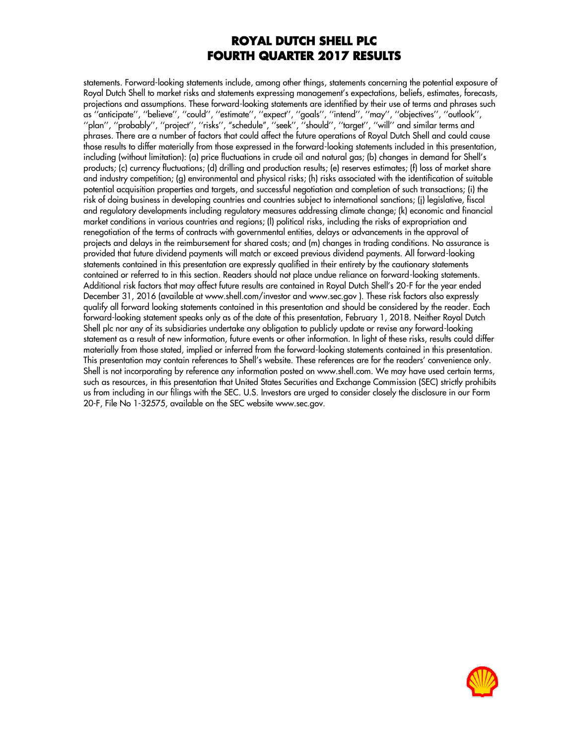statements. Forward-looking statements include, among other things, statements concerning the potential exposure of Royal Dutch Shell to market risks and statements expressing management's expectations, beliefs, estimates, forecasts, projections and assumptions. These forward-looking statements are identified by their use of terms and phrases such as ''anticipate'', ''believe'', ''could'', ''estimate'', ''expect'', ''goals'', ''intend'', ''may'', ''objectives'', ''outlook'', ''plan'', ''probably'', ''project'', ''risks'', "schedule", ''seek'', ''should'', ''target'', ''will'' and similar terms and phrases. There are a number of factors that could affect the future operations of Royal Dutch Shell and could cause those results to differ materially from those expressed in the forward-looking statements included in this presentation, including (without limitation): (a) price fluctuations in crude oil and natural gas; (b) changes in demand for Shell's products; (c) currency fluctuations; (d) drilling and production results; (e) reserves estimates; (f) loss of market share and industry competition; (g) environmental and physical risks; (h) risks associated with the identification of suitable potential acquisition properties and targets, and successful negotiation and completion of such transactions; (i) the risk of doing business in developing countries and countries subject to international sanctions; (j) legislative, fiscal and regulatory developments including regulatory measures addressing climate change; (k) economic and financial market conditions in various countries and regions; (l) political risks, including the risks of expropriation and renegotiation of the terms of contracts with governmental entities, delays or advancements in the approval of projects and delays in the reimbursement for shared costs; and (m) changes in trading conditions. No assurance is provided that future dividend payments will match or exceed previous dividend payments. All forward-looking statements contained in this presentation are expressly qualified in their entirety by the cautionary statements contained or referred to in this section. Readers should not place undue reliance on forward-looking statements. Additional risk factors that may affect future results are contained in Royal Dutch Shell's 20-F for the year ended December 31, 2016 (available at www.shell.com/investor and www.sec.gov ). These risk factors also expressly qualify all forward looking statements contained in this presentation and should be considered by the reader. Each forward-looking statement speaks only as of the date of this presentation, February 1, 2018. Neither Royal Dutch Shell plc nor any of its subsidiaries undertake any obligation to publicly update or revise any forward-looking statement as a result of new information, future events or other information. In light of these risks, results could differ materially from those stated, implied or inferred from the forward-looking statements contained in this presentation. This presentation may contain references to Shell's website. These references are for the readers' convenience only. Shell is not incorporating by reference any information posted on www.shell.com. We may have used certain terms, such as resources, in this presentation that United States Securities and Exchange Commission (SEC) strictly prohibits us from including in our filings with the SEC. U.S. Investors are urged to consider closely the disclosure in our Form 20-F, File No 1-32575, available on the SEC website www.sec.gov.